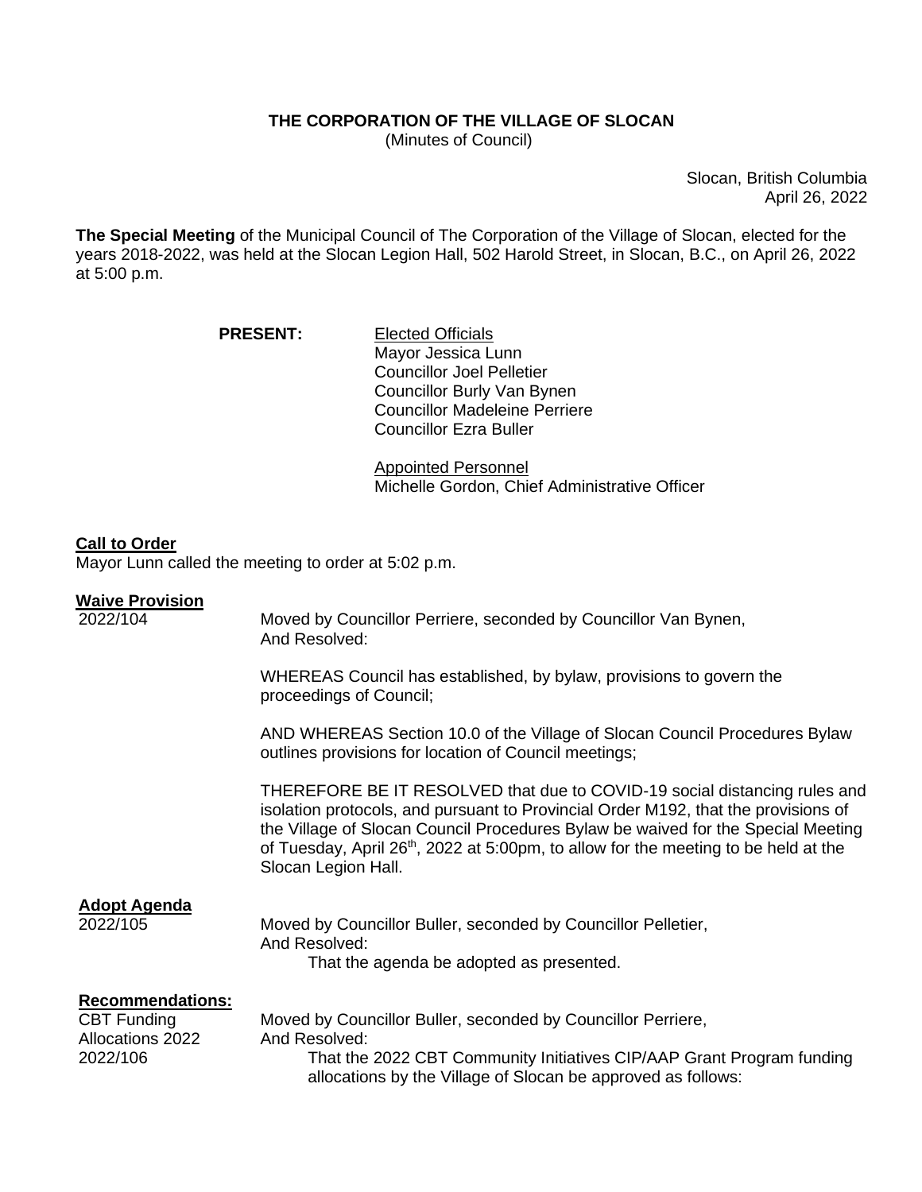**THE CORPORATION OF THE VILLAGE OF SLOCAN**
(Minutes of Council)

Slocan, British Columbia
April 26, 2022

**The Special Meeting** of the Municipal Council of The Corporation of the Village of Slocan, elected for the years 2018-2022, was held at the Slocan Legion Hall, 502 Harold Street, in Slocan, B.C., on April 26, 2022 at 5:00 p.m.

**PRESENT:**

Elected Officials
Mayor Jessica Lunn
Councillor Joel Pelletier
Councillor Burly Van Bynen
Councillor Madeleine Perriere
Councillor Ezra Buller

Appointed Personnel
Michelle Gordon, Chief Administrative Officer

**Call to Order**
Mayor Lunn called the meeting to order at 5:02 p.m.

**Waive Provision**
2022/104

Moved by Councillor Perriere, seconded by Councillor Van Bynen,
And Resolved:

WHEREAS Council has established, by bylaw, provisions to govern the proceedings of Council;

AND WHEREAS Section 10.0 of the Village of Slocan Council Procedures Bylaw outlines provisions for location of Council meetings;

THEREFORE BE IT RESOLVED that due to COVID-19 social distancing rules and isolation protocols, and pursuant to Provincial Order M192, that the provisions of the Village of Slocan Council Procedures Bylaw be waived for the Special Meeting of Tuesday, April 26th, 2022 at 5:00pm, to allow for the meeting to be held at the Slocan Legion Hall.

**Adopt Agenda**
2022/105

Moved by Councillor Buller, seconded by Councillor Pelletier,
And Resolved:
That the agenda be adopted as presented.

**Recommendations:**
CBT Funding Allocations 2022
2022/106

Moved by Councillor Buller, seconded by Councillor Perriere,
And Resolved:
That the 2022 CBT Community Initiatives CIP/AAP Grant Program funding allocations by the Village of Slocan be approved as follows: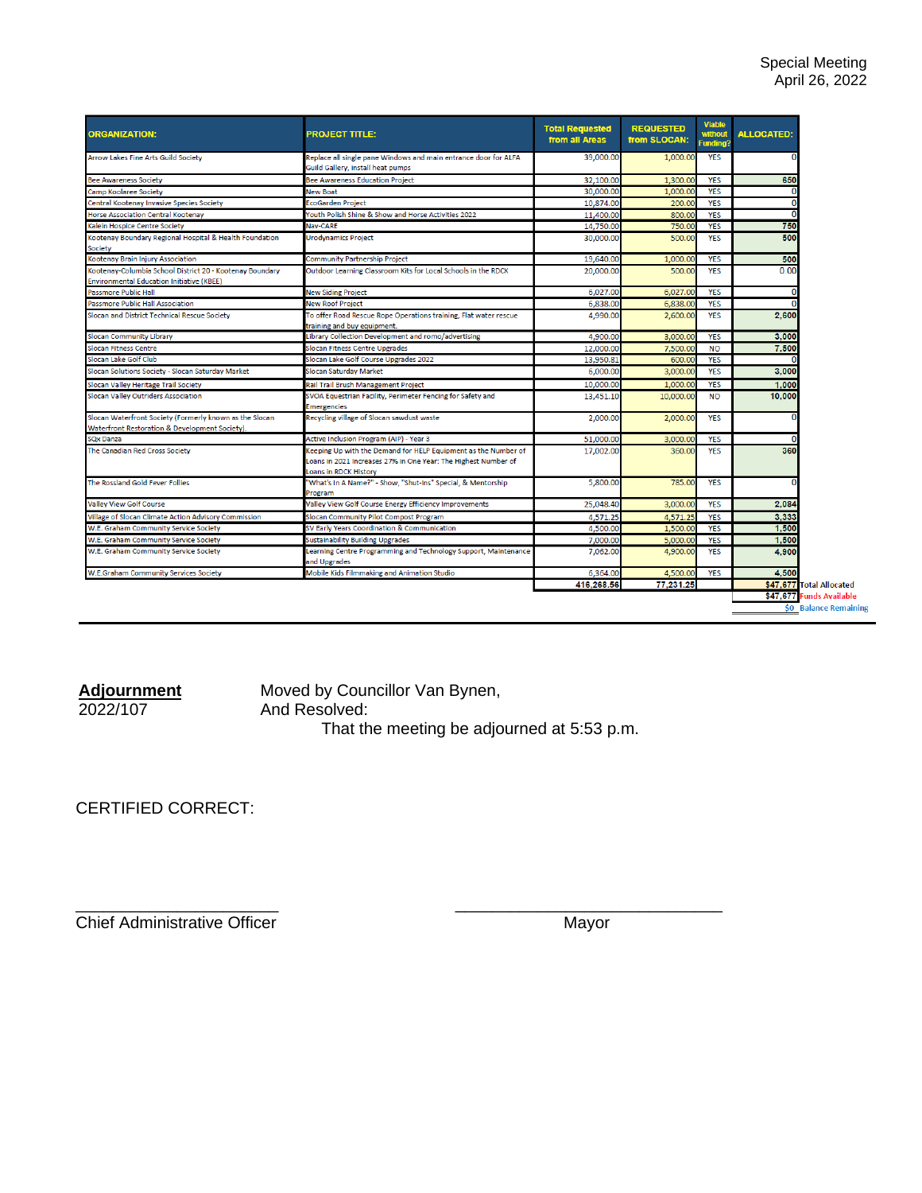Special Meeting
April 26, 2022

| ORGANIZATION: | PROJECT TITLE: | Total Requested from all Areas | REQUESTED from SLOCAN: | Viable without Funding? | ALLOCATED: |
|---|---|---|---|---|---|
| Arrow Lakes Fine Arts Guild Society | Replace all single pane Windows and main entrance door for ALFA Guild Gallery, install heat pumps | 39,000.00 | 1,000.00 | YES | 0 |
| Bee Awareness Society | Bee Awareness Education Project | 32,100.00 | 1,300.00 | YES | 650 |
| Camp Koolaree Society | New Boat | 30,000.00 | 1,000.00 | YES | 0 |
| Central Kootenay Invasive Species Society | EcoGarden Project | 10,874.00 | 200.00 | YES | 0 |
| Horse Association Central Kootenay | Youth Polish Shine & Show and Horse Activities 2022 | 11,400.00 | 800.00 | YES | 0 |
| Kalein Hospice Centre Society | Nav-CARE | 14,750.00 | 750.00 | YES | 750 |
| Kootenay Boundary Regional Hospital & Health Foundation Society | Urodynamics Project | 30,000.00 | 500.00 | YES | 500 |
| Kootenay Brain Injury Association | Community Partnership Project | 19,640.00 | 1,000.00 | YES | 500 |
| Kootenay-Columbia School District 20 - Kootenay Boundary Environmental Education Initiative (KBEE) | Outdoor Learning Classroom Kits for Local Schools in the RDCK | 20,000.00 | 500.00 | YES | 0.00 |
| Passmore Public Hall | New Siding Project | 6,027.00 | 6,027.00 | YES | 0 |
| Passmore Public Hall Association | New Roof Project | 6,838.00 | 6,838.00 | YES | 0 |
| Slocan and District Technical Rescue Society | To offer Road Rescue Rope Operations training, Flat water rescue training and buy equipment. | 4,990.00 | 2,600.00 | YES | 2,600 |
| Slocan Community Library | Library Collection Development and romo/advertising | 4,900.00 | 3,000.00 | YES | 3,000 |
| Slocan Fitness Centre | Slocan Fitness Centre Upgrades | 12,000.00 | 7,500.00 | NO | 7,500 |
| Slocan Lake Golf Club | Slocan Lake Golf Course Upgrades 2022 | 13,950.81 | 600.00 | YES | 0 |
| Slocan Solutions Society - Slocan Saturday Market | Slocan Saturday Market | 6,000.00 | 3,000.00 | YES | 3,000 |
| Slocan Valley Heritage Trail Society | Rail Trail Brush Management Project | 10,000.00 | 1,000.00 | YES | 1,000 |
| Slocan Valley Outriders Association | SVOA Equestrian Facility, Perimeter Fencing for Safety and Emergencies | 13,451.10 | 10,000.00 | NO | 10,000 |
| Slocan Waterfront Society (Formerly known as the Slocan Waterfront Restoration & Development Society) | Recycling village of Slocan sawdust waste | 2,000.00 | 2,000.00 | YES | 0 |
| SQx Danza | Active Inclusion Program (AIP) - Year 3 | 51,000.00 | 3,000.00 | YES | 0 |
| The Canadian Red Cross Society | Keeping Up with the Demand for HELP Equipment as the Number of Loans in 2021 Increases 27% in One Year: The Highest Number of Loans in RDCK History | 17,002.00 | 360.00 | YES | 360 |
| The Rossland Gold Fever Follies | "What's In A Name?" - Show, "Shut-Ins" Special, & Mentorship Program | 5,800.00 | 785.00 | YES | 0 |
| Valley View Golf Course | Valley View Golf Course Energy Efficiency Improvements | 25,048.40 | 3,000.00 | YES | 2,084 |
| Village of Slocan Climate Action Advisory Commission | Slocan Community Pilot Compost Program | 4,571.25 | 4,571.25 | YES | 3,333 |
| W.E. Graham Community Service Society | SV Early Years Coordination & Communication | 4,500.00 | 1,500.00 | YES | 1,500 |
| W.E. Graham Community Service Society | Sustainability Building Upgrades | 7,000.00 | 5,000.00 | YES | 1,500 |
| W.E. Graham Community Service Society | Learning Centre Programming and Technology Support, Maintenance and Upgrades | 7,062.00 | 4,900.00 | YES | 4,900 |
| W.E.Graham Community Services Society | Mobile Kids Filmmaking and Animation Studio | 6,364.00 | 4,500.00 | YES | 4,500 |
| | | 416,268.56 | 77,231.25 | | $47,677 Total Allocated |
| | | | | | $47,677 Funds Available |
| | | | | | $0 Balance Remaining |

**Adjournment**
2022/107

Moved by Councillor Van Bynen,
And Resolved:

That the meeting be adjourned at 5:53 p.m.

CERTIFIED CORRECT:

______________________
Chief Administrative Officer

______________________
Mayor